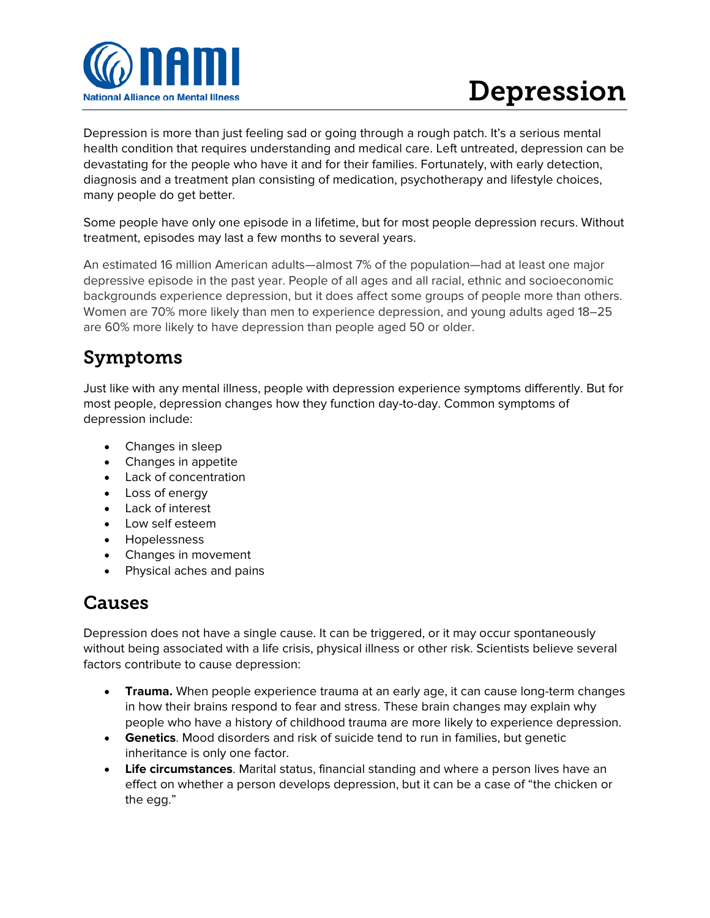NAMI
National Alliance on Mental Illness

# Depression

Depression is more than just feeling sad or going through a rough patch. It's a serious mental health condition that requires understanding and medical care. Left untreated, depression can be devastating for the people who have it and for their families. Fortunately, with early detection, diagnosis and a treatment plan consisting of medication, psychotherapy and lifestyle choices, many people do get better.

Some people have only one episode in a lifetime, but for most people depression recurs. Without treatment, episodes may last a few months to several years.

An estimated 16 million American adults—almost 7% of the population—had at least one major depressive episode in the past year. People of all ages and all racial, ethnic and socioeconomic backgrounds experience depression, but it does affect some groups of people more than others. Women are 70% more likely than men to experience depression, and young adults aged 18–25 are 60% more likely to have depression than people aged 50 or older.

## Symptoms

Just like with any mental illness, people with depression experience symptoms differently. But for most people, depression changes how they function day-to-day. Common symptoms of depression include:

- Changes in sleep
- Changes in appetite
- Lack of concentration
- Loss of energy
- Lack of interest
- Low self esteem
- Hopelessness
- Changes in movement
- Physical aches and pains

## Causes

Depression does not have a single cause. It can be triggered, or it may occur spontaneously without being associated with a life crisis, physical illness or other risk. Scientists believe several factors contribute to cause depression:

- **Trauma.** When people experience trauma at an early age, it can cause long-term changes in how their brains respond to fear and stress. These brain changes may explain why people who have a history of childhood trauma are more likely to experience depression.
- **Genetics**. Mood disorders and risk of suicide tend to run in families, but genetic inheritance is only one factor.
- **Life circumstances**. Marital status, financial standing and where a person lives have an effect on whether a person develops depression, but it can be a case of "the chicken or the egg."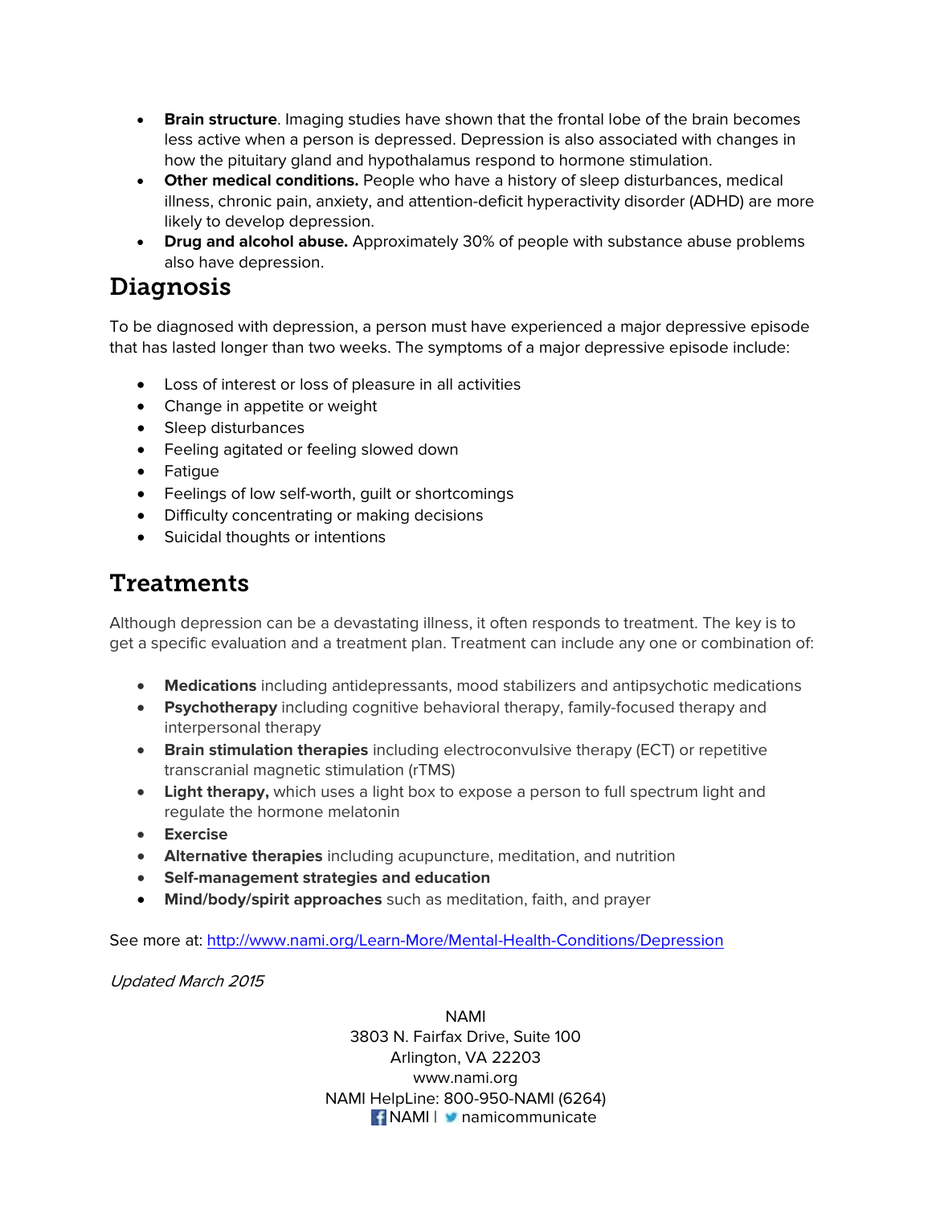- **Brain structure**. Imaging studies have shown that the frontal lobe of the brain becomes less active when a person is depressed. Depression is also associated with changes in how the pituitary gland and hypothalamus respond to hormone stimulation.
- **Other medical conditions.** People who have a history of sleep disturbances, medical illness, chronic pain, anxiety, and attention-deficit hyperactivity disorder (ADHD) are more likely to develop depression.
- **Drug and alcohol abuse.** Approximately 30% of people with substance abuse problems also have depression.

## Diagnosis

To be diagnosed with depression, a person must have experienced a major depressive episode that has lasted longer than two weeks. The symptoms of a major depressive episode include:

- Loss of interest or loss of pleasure in all activities
- Change in appetite or weight
- Sleep disturbances
- Feeling agitated or feeling slowed down
- Fatigue
- Feelings of low self-worth, guilt or shortcomings
- Difficulty concentrating or making decisions
- Suicidal thoughts or intentions

## Treatments

Although depression can be a devastating illness, it often responds to treatment. The key is to get a specific evaluation and a treatment plan. Treatment can include any one or combination of:

- **Medications** including antidepressants, mood stabilizers and antipsychotic medications
- **Psychotherapy** including cognitive behavioral therapy, family-focused therapy and interpersonal therapy
- **Brain stimulation therapies** including electroconvulsive therapy (ECT) or repetitive transcranial magnetic stimulation (rTMS)
- **Light therapy,** which uses a light box to expose a person to full spectrum light and regulate the hormone melatonin
- **Exercise**
- **Alternative therapies** including acupuncture, meditation, and nutrition
- **Self-management strategies and education**
- **Mind/body/spirit approaches** such as meditation, faith, and prayer

See more at: http://www.nami.org/Learn-More/Mental-Health-Conditions/Depression

*Updated March 2015*

NAMI
3803 N. Fairfax Drive, Suite 100
Arlington, VA 22203
www.nami.org
NAMI HelpLine: 800-950-NAMI (6264)
NAMI | namicommunicate